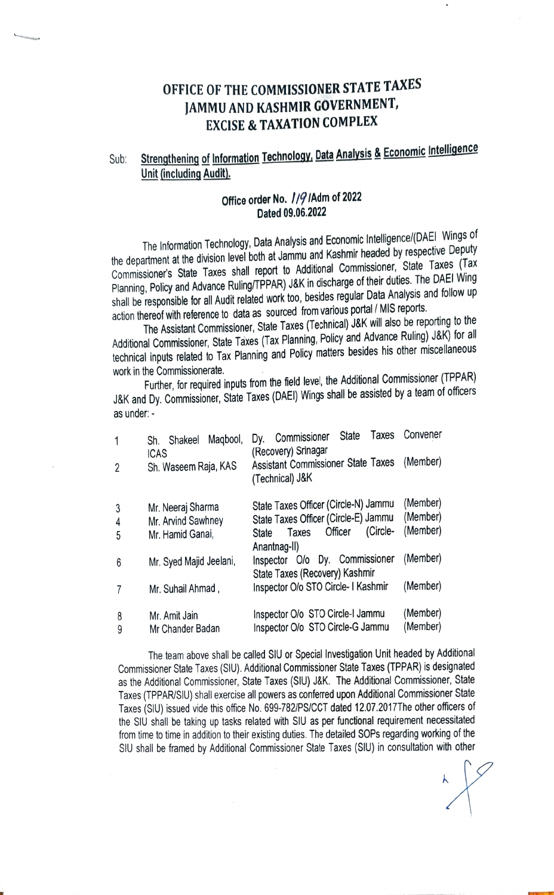# OFFICE OF THE COMMISSIONER STATE TAXES
# JAMMU AND KASHMIR GOVERNMENT,
# EXCISE & TAXATION COMPLEX

Sub: **Strengthening of Information Technology, Data Analysis & Economic Intelligence Unit (including Audit).**

**Office order No. 119/Adm of 2022**
**Dated 09.06.2022**

The Information Technology, Data Analysis and Economic Intelligence/(DAEI Wings of the department at the division level both at Jammu and Kashmir headed by respective Deputy Commissioner's State Taxes shall report to Additional Commissioner, State Taxes (Tax Planning, Policy and Advance Ruling/TPPAR) J&K in discharge of their duties. The DAEI Wing shall be responsible for all Audit related work too, besides regular Data Analysis and follow up action thereof with reference to data as sourced from various portal / MIS reports.

The Assistant Commissioner, State Taxes (Technical) J&K will also be reporting to the Additional Commissioner, State Taxes (Tax Planning, Policy and Advance Ruling) J&K) for all technical inputs related to Tax Planning and Policy matters besides his other miscellaneous work in the Commissionerate.

Further, for required inputs from the field level, the Additional Commissioner (TPPAR) J&K and Dy. Commissioner, State Taxes (DAEI) Wings shall be assisted by a team of officers as under: -

| | | | |
|---|---|---|---|
| 1 | Sh. Shakeel Maqbool, ICAS | Dy. Commissioner State Taxes (Recovery) Srinagar | Convener |
| 2 | Sh. Waseem Raja, KAS | Assistant Commissioner State Taxes (Technical) J&K | (Member) |
| 3 | Mr. Neeraj Sharma | State Taxes Officer (Circle-N) Jammu | (Member) |
| 4 | Mr. Arvind Sawhney | State Taxes Officer (Circle-E) Jammu | (Member) |
| 5 | Mr. Hamid Ganai, | State Taxes Officer (Circle-Anantnag-II) | (Member) |
| 6 | Mr. Syed Majid Jeelani, | Inspector O/o Dy. Commissioner State Taxes (Recovery) Kashmir | (Member) |
| 7 | Mr. Suhail Ahmad , | Inspector O/o STO Circle- I Kashmir | (Member) |
| 8 | Mr. Amit Jain | Inspector O/o STO Circle-I Jammu | (Member) |
| 9 | Mr Chander Badan | Inspector O/o STO Circle-G Jammu | (Member) |

The team above shall be called SIU or Special Investigation Unit headed by Additional Commissioner State Taxes (SIU). Additional Commissioner State Taxes (TPPAR) is designated as the Additional Commissioner, State Taxes (SIU) J&K. The Additional Commissioner, State Taxes (TPPAR/SIU) shall exercise all powers as conferred upon Additional Commissioner State Taxes (SIU) issued vide this office No. 699-782/PS/CCT dated 12.07.2017The other officers of the SIU shall be taking up tasks related with SIU as per functional requirement necessitated from time to time in addition to their existing duties. The detailed SOPs regarding working of the SIU shall be framed by Additional Commissioner State Taxes (SIU) in consultation with other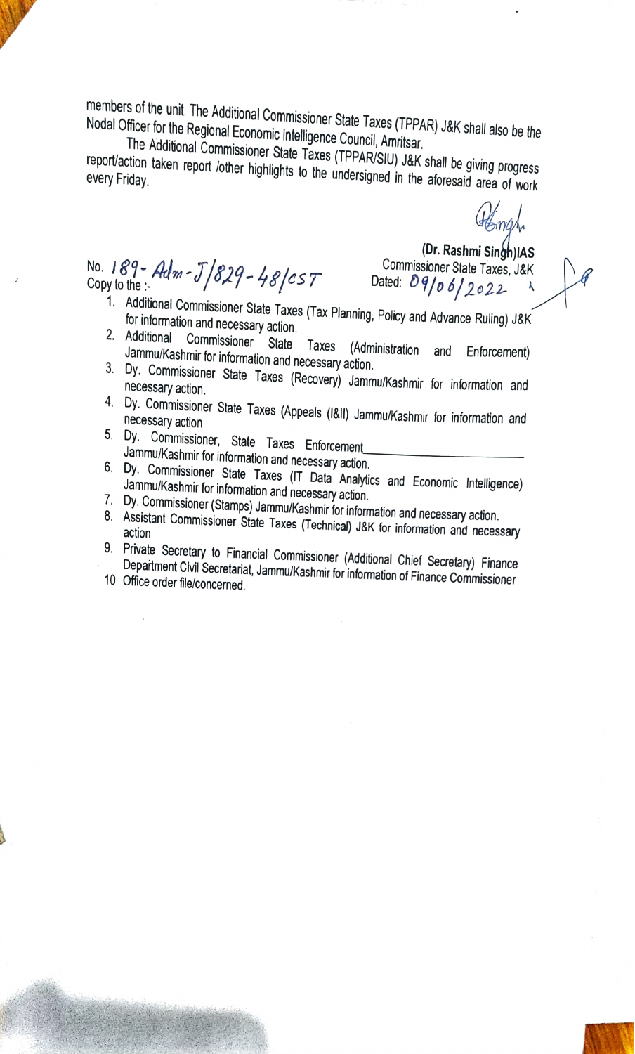members of the unit. The Additional Commissioner State Taxes (TPPAR) J&K shall also be the Nodal Officer for the Regional Economic Intelligence Council, Amritsar.

The Additional Commissioner State Taxes (TPPAR/SIU) J&K shall be giving progress report/action taken report /other highlights to the undersigned in the aforesaid area of work every Friday.

**(Dr. Rashmi Singh)IAS**
Commissioner State Taxes, J&K
Dated: 09/06/2022

No. 189-Adm-J/829-48/CST
Copy to the :-

1. Additional Commissioner State Taxes (Tax Planning, Policy and Advance Ruling) J&K for information and necessary action.
2. Additional Commissioner State Taxes (Administration and Enforcement) Jammu/Kashmir for information and necessary action.
3. Dy. Commissioner State Taxes (Recovery) Jammu/Kashmir for information and necessary action.
4. Dy. Commissioner State Taxes (Appeals (I&II) Jammu/Kashmir for information and necessary action
5. Dy. Commissioner, State Taxes Enforcement________________ Jammu/Kashmir for information and necessary action.
6. Dy. Commissioner State Taxes (IT Data Analytics and Economic Intelligence) Jammu/Kashmir for information and necessary action.
7. Dy. Commissioner (Stamps) Jammu/Kashmir for information and necessary action.
8. Assistant Commissioner State Taxes (Technical) J&K for information and necessary action
9. Private Secretary to Financial Commissioner (Additional Chief Secretary) Finance Department Civil Secretariat, Jammu/Kashmir for information of Finance Commissioner
10. Office order file/concerned.